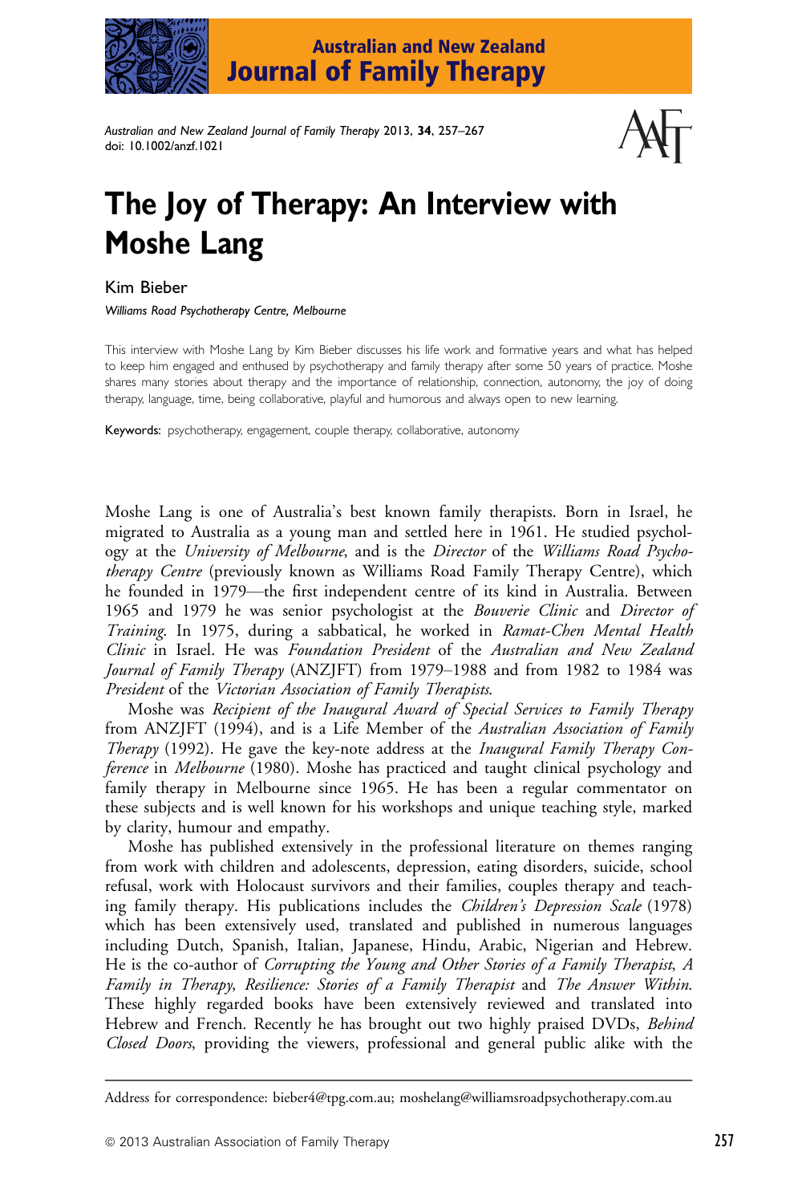# The Joy of Therapy: An Interview with Moshe Lang

Kim Bieber

*Williams Road Psychotherapy Centre, Melbourne*

This interview with Moshe Lang by Kim Bieber discusses his life work and formative years and what has helped to keep him engaged and enthused by psychotherapy and family therapy after some 50 years of practice. Moshe shares many stories about therapy and the importance of relationship, connection, autonomy, the joy of doing therapy, language, time, being collaborative, playful and humorous and always open to new learning.

**Keywords:** psychotherapy, engagement, couple therapy, collaborative, autonomy

Moshe Lang is one of Australia's best known family therapists. Born in Israel, he migrated to Australia as a young man and settled here in 1961. He studied psychology at the *University of Melbourne*, and is the *Director* of the *Williams Road Psychotherapy Centre* (previously known as Williams Road Family Therapy Centre), which he founded in 1979—the first independent centre of its kind in Australia. Between 1965 and 1979 he was senior psychologist at the *Bouverie Clinic* and *Director of Training*. In 1975, during a sabbatical, he worked in *Ramat-Chen Mental Health Clinic* in Israel. He was *Foundation President* of the *Australian and New Zealand Journal of Family Therapy* (ANZJFT) from 1979–1988 and from 1982 to 1984 was *President* of the *Victorian Association of Family Therapists*.

Moshe was *Recipient of the Inaugural Award of Special Services to Family Therapy* from ANZJFT (1994), and is a Life Member of the *Australian Association of Family Therapy* (1992). He gave the key-note address at the *Inaugural Family Therapy Conference* in *Melbourne* (1980). Moshe has practiced and taught clinical psychology and family therapy in Melbourne since 1965. He has been a regular commentator on these subjects and is well known for his workshops and unique teaching style, marked by clarity, humour and empathy.

Moshe has published extensively in the professional literature on themes ranging from work with children and adolescents, depression, eating disorders, suicide, school refusal, work with Holocaust survivors and their families, couples therapy and teaching family therapy. His publications includes the *Children's Depression Scale* (1978) which has been extensively used, translated and published in numerous languages including Dutch, Spanish, Italian, Japanese, Hindu, Arabic, Nigerian and Hebrew. He is the co-author of *Corrupting the Young and Other Stories of a Family Therapist*, *A Family in Therapy*, *Resilience: Stories of a Family Therapist* and *The Answer Within*. These highly regarded books have been extensively reviewed and translated into Hebrew and French. Recently he has brought out two highly praised DVDs, *Behind Closed Doors*, providing the viewers, professional and general public alike with the

Address for correspondence: bieber4@tpg.com.au; moshelang@williamsroadpsychotherapy.com.au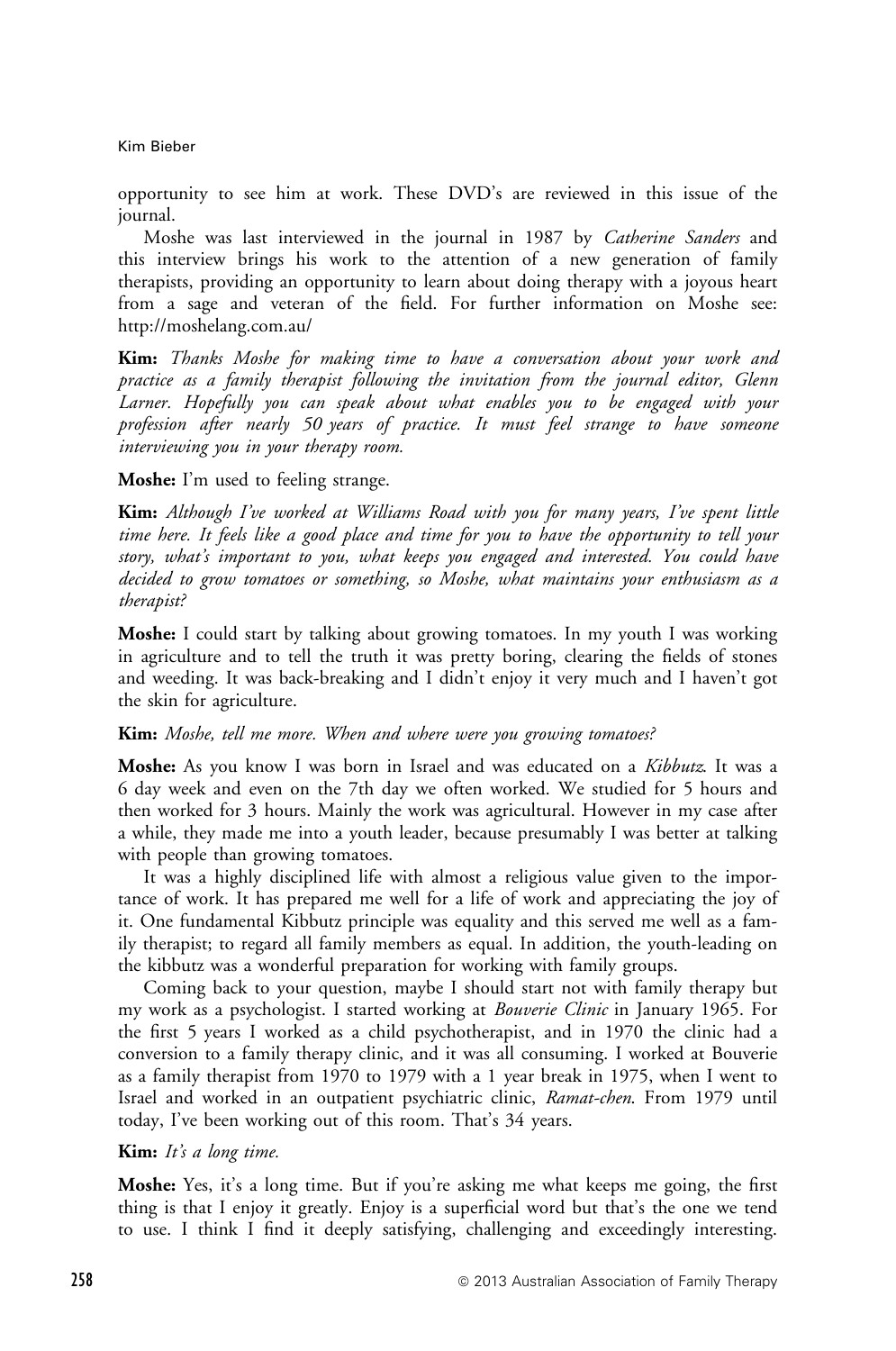opportunity to see him at work. These DVD's are reviewed in this issue of the journal.

Moshe was last interviewed in the journal in 1987 by *Catherine Sanders* and this interview brings his work to the attention of a new generation of family therapists, providing an opportunity to learn about doing therapy with a joyous heart from a sage and veteran of the field. For further information on Moshe see: http://moshelang.com.au/

**Kim:** *Thanks Moshe for making time to have a conversation about your work and practice as a family therapist following the invitation from the journal editor, Glenn Larner. Hopefully you can speak about what enables you to be engaged with your profession after nearly 50 years of practice. It must feel strange to have someone interviewing you in your therapy room.*

**Moshe:** I'm used to feeling strange.

**Kim:** *Although I've worked at Williams Road with you for many years, I've spent little time here. It feels like a good place and time for you to have the opportunity to tell your story, what's important to you, what keeps you engaged and interested. You could have decided to grow tomatoes or something, so Moshe, what maintains your enthusiasm as a therapist?*

**Moshe:** I could start by talking about growing tomatoes. In my youth I was working in agriculture and to tell the truth it was pretty boring, clearing the fields of stones and weeding. It was back-breaking and I didn't enjoy it very much and I haven't got the skin for agriculture.

**Kim:** *Moshe, tell me more. When and where were you growing tomatoes?*

**Moshe:** As you know I was born in Israel and was educated on a *Kibbutz*. It was a 6 day week and even on the 7th day we often worked. We studied for 5 hours and then worked for 3 hours. Mainly the work was agricultural. However in my case after a while, they made me into a youth leader, because presumably I was better at talking with people than growing tomatoes.

It was a highly disciplined life with almost a religious value given to the importance of work. It has prepared me well for a life of work and appreciating the joy of it. One fundamental Kibbutz principle was equality and this served me well as a family therapist; to regard all family members as equal. In addition, the youth-leading on the kibbutz was a wonderful preparation for working with family groups.

Coming back to your question, maybe I should start not with family therapy but my work as a psychologist. I started working at *Bouverie Clinic* in January 1965. For the first 5 years I worked as a child psychotherapist, and in 1970 the clinic had a conversion to a family therapy clinic, and it was all consuming. I worked at Bouverie as a family therapist from 1970 to 1979 with a 1 year break in 1975, when I went to Israel and worked in an outpatient psychiatric clinic, *Ramat-chen*. From 1979 until today, I've been working out of this room. That's 34 years.

**Kim:** *It's a long time.*

**Moshe:** Yes, it's a long time. But if you're asking me what keeps me going, the first thing is that I enjoy it greatly. Enjoy is a superficial word but that's the one we tend to use. I think I find it deeply satisfying, challenging and exceedingly interesting.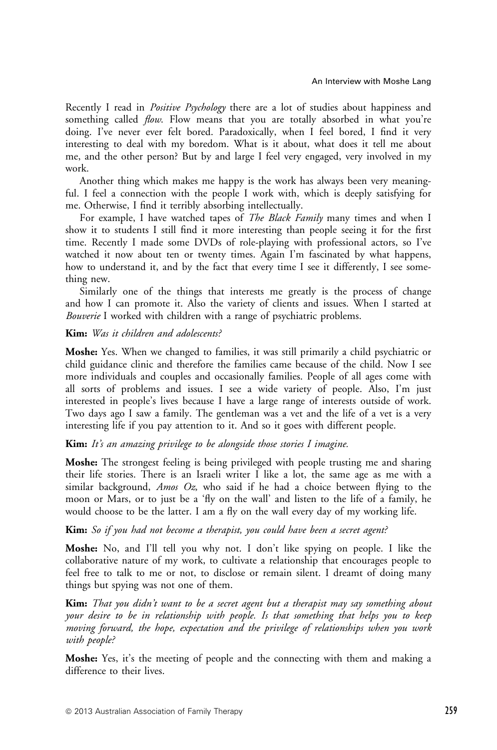Recently I read in *Positive Psychology* there are a lot of studies about happiness and something called *flow*. Flow means that you are totally absorbed in what you're doing. I've never ever felt bored. Paradoxically, when I feel bored, I find it very interesting to deal with my boredom. What is it about, what does it tell me about me, and the other person? But by and large I feel very engaged, very involved in my work.

Another thing which makes me happy is the work has always been very meaningful. I feel a connection with the people I work with, which is deeply satisfying for me. Otherwise, I find it terribly absorbing intellectually.

For example, I have watched tapes of *The Black Family* many times and when I show it to students I still find it more interesting than people seeing it for the first time. Recently I made some DVDs of role-playing with professional actors, so I've watched it now about ten or twenty times. Again I'm fascinated by what happens, how to understand it, and by the fact that every time I see it differently, I see something new.

Similarly one of the things that interests me greatly is the process of change and how I can promote it. Also the variety of clients and issues. When I started at *Bouverie* I worked with children with a range of psychiatric problems.

**Kim:** *Was it children and adolescents?*

**Moshe:** Yes. When we changed to families, it was still primarily a child psychiatric or child guidance clinic and therefore the families came because of the child. Now I see more individuals and couples and occasionally families. People of all ages come with all sorts of problems and issues. I see a wide variety of people. Also, I'm just interested in people's lives because I have a large range of interests outside of work. Two days ago I saw a family. The gentleman was a vet and the life of a vet is a very interesting life if you pay attention to it. And so it goes with different people.

**Kim:** *It's an amazing privilege to be alongside those stories I imagine.*

**Moshe:** The strongest feeling is being privileged with people trusting me and sharing their life stories. There is an Israeli writer I like a lot, the same age as me with a similar background, *Amos Oz,* who said if he had a choice between flying to the moon or Mars, or to just be a 'fly on the wall' and listen to the life of a family, he would choose to be the latter. I am a fly on the wall every day of my working life.

**Kim:** *So if you had not become a therapist, you could have been a secret agent?*

**Moshe:** No, and I'll tell you why not. I don't like spying on people. I like the collaborative nature of my work, to cultivate a relationship that encourages people to feel free to talk to me or not, to disclose or remain silent. I dreamt of doing many things but spying was not one of them.

**Kim:** *That you didn't want to be a secret agent but a therapist may say something about your desire to be in relationship with people. Is that something that helps you to keep moving forward, the hope, expectation and the privilege of relationships when you work with people?*

**Moshe:** Yes, it's the meeting of people and the connecting with them and making a difference to their lives.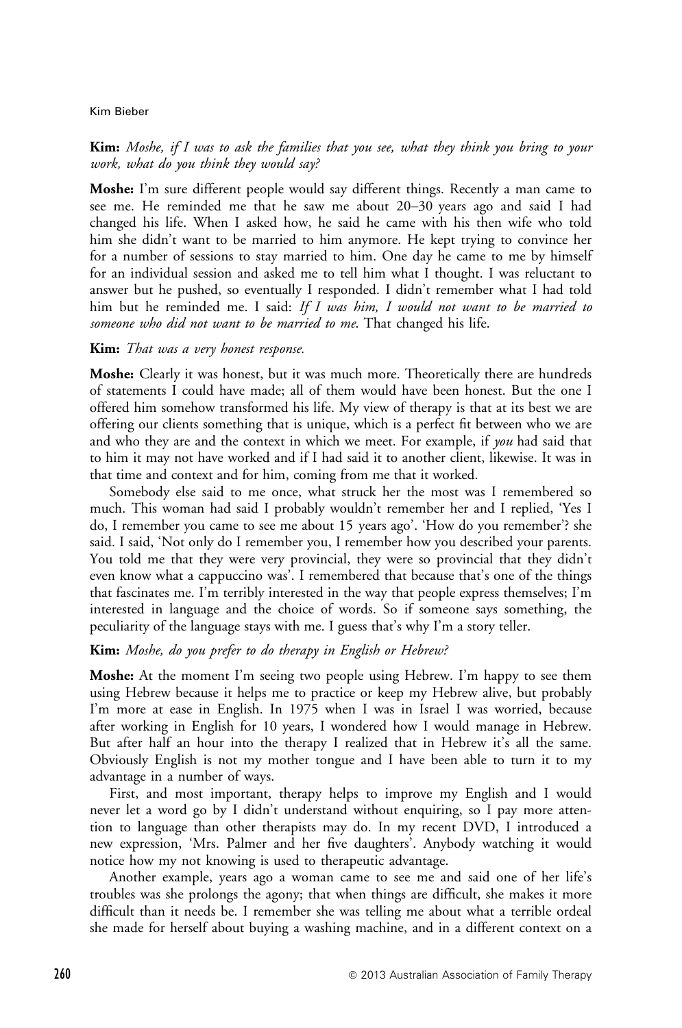**Kim:** *Moshe, if I was to ask the families that you see, what they think you bring to your work, what do you think they would say?*

**Moshe:** I'm sure different people would say different things. Recently a man came to see me. He reminded me that he saw me about 20–30 years ago and said I had changed his life. When I asked how, he said he came with his then wife who told him she didn't want to be married to him anymore. He kept trying to convince her for a number of sessions to stay married to him. One day he came to me by himself for an individual session and asked me to tell him what I thought. I was reluctant to answer but he pushed, so eventually I responded. I didn't remember what I had told him but he reminded me. I said: *If I was him, I would not want to be married to someone who did not want to be married to me*. That changed his life.

**Kim:** *That was a very honest response.*

**Moshe:** Clearly it was honest, but it was much more. Theoretically there are hundreds of statements I could have made; all of them would have been honest. But the one I offered him somehow transformed his life. My view of therapy is that at its best we are offering our clients something that is unique, which is a perfect fit between who we are and who they are and the context in which we meet. For example, if *you* had said that to him it may not have worked and if I had said it to another client, likewise. It was in that time and context and for him, coming from me that it worked.

Somebody else said to me once, what struck her the most was I remembered so much. This woman had said I probably wouldn't remember her and I replied, 'Yes I do, I remember you came to see me about 15 years ago'. 'How do you remember'? she said. I said, 'Not only do I remember you, I remember how you described your parents. You told me that they were very provincial, they were so provincial that they didn't even know what a cappuccino was'. I remembered that because that's one of the things that fascinates me. I'm terribly interested in the way that people express themselves; I'm interested in language and the choice of words. So if someone says something, the peculiarity of the language stays with me. I guess that's why I'm a story teller.

**Kim:** *Moshe, do you prefer to do therapy in English or Hebrew?*

**Moshe:** At the moment I'm seeing two people using Hebrew. I'm happy to see them using Hebrew because it helps me to practice or keep my Hebrew alive, but probably I'm more at ease in English. In 1975 when I was in Israel I was worried, because after working in English for 10 years, I wondered how I would manage in Hebrew. But after half an hour into the therapy I realized that in Hebrew it's all the same. Obviously English is not my mother tongue and I have been able to turn it to my advantage in a number of ways.

First, and most important, therapy helps to improve my English and I would never let a word go by I didn't understand without enquiring, so I pay more attention to language than other therapists may do. In my recent DVD, I introduced a new expression, 'Mrs. Palmer and her five daughters'. Anybody watching it would notice how my not knowing is used to therapeutic advantage.

Another example, years ago a woman came to see me and said one of her life's troubles was she prolongs the agony; that when things are difficult, she makes it more difficult than it needs be. I remember she was telling me about what a terrible ordeal she made for herself about buying a washing machine, and in a different context on a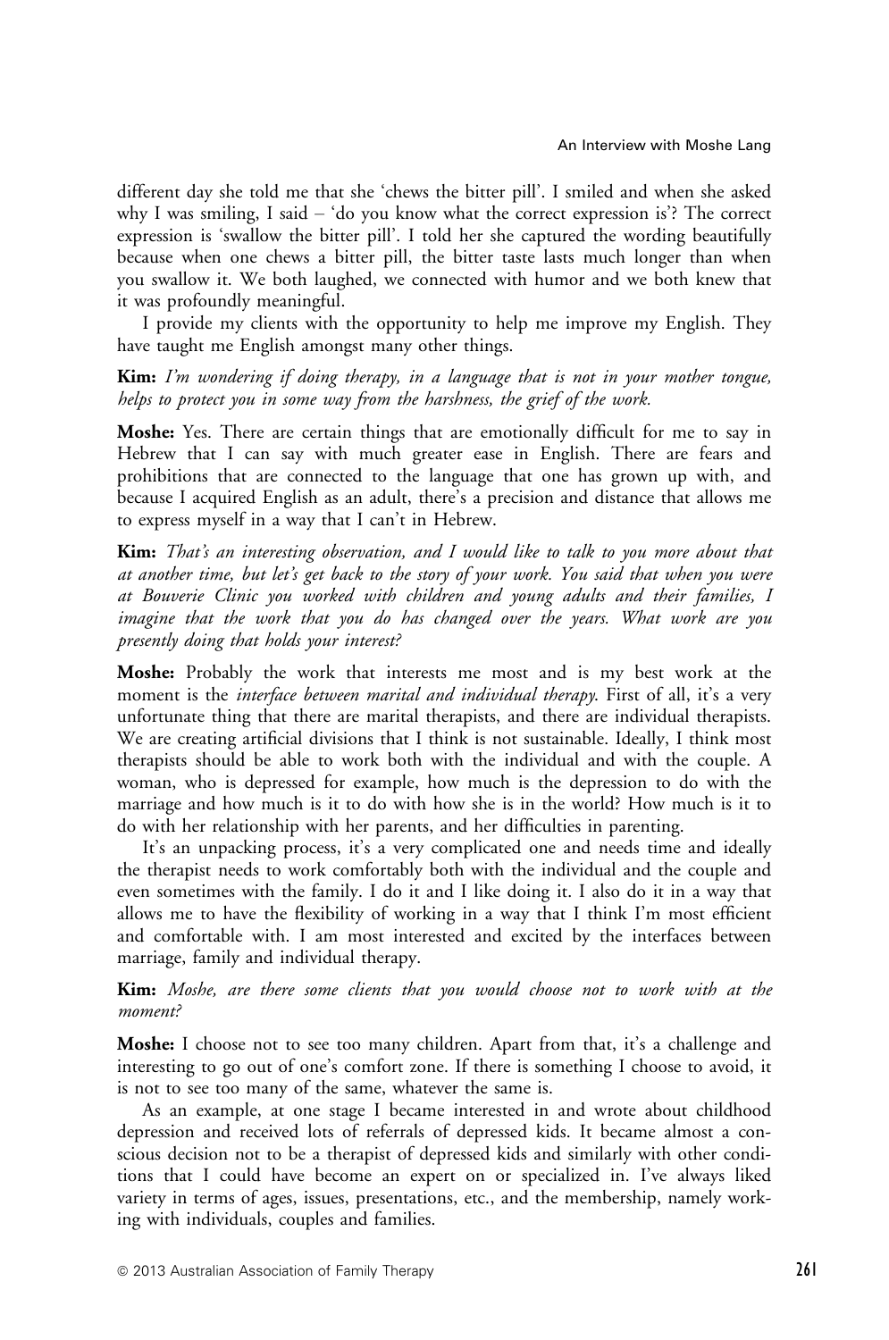different day she told me that she 'chews the bitter pill'. I smiled and when she asked why I was smiling, I said – 'do you know what the correct expression is'? The correct expression is 'swallow the bitter pill'. I told her she captured the wording beautifully because when one chews a bitter pill, the bitter taste lasts much longer than when you swallow it. We both laughed, we connected with humor and we both knew that it was profoundly meaningful.

I provide my clients with the opportunity to help me improve my English. They have taught me English amongst many other things.

**Kim:** *I'm wondering if doing therapy, in a language that is not in your mother tongue, helps to protect you in some way from the harshness, the grief of the work.*

**Moshe:** Yes. There are certain things that are emotionally difficult for me to say in Hebrew that I can say with much greater ease in English. There are fears and prohibitions that are connected to the language that one has grown up with, and because I acquired English as an adult, there's a precision and distance that allows me to express myself in a way that I can't in Hebrew.

**Kim:** *That's an interesting observation, and I would like to talk to you more about that at another time, but let's get back to the story of your work. You said that when you were at Bouverie Clinic you worked with children and young adults and their families, I imagine that the work that you do has changed over the years. What work are you presently doing that holds your interest?*

**Moshe:** Probably the work that interests me most and is my best work at the moment is the *interface between marital and individual therapy.* First of all, it's a very unfortunate thing that there are marital therapists, and there are individual therapists. We are creating artificial divisions that I think is not sustainable. Ideally, I think most therapists should be able to work both with the individual and with the couple. A woman, who is depressed for example, how much is the depression to do with the marriage and how much is it to do with how she is in the world? How much is it to do with her relationship with her parents, and her difficulties in parenting.

It's an unpacking process, it's a very complicated one and needs time and ideally the therapist needs to work comfortably both with the individual and the couple and even sometimes with the family. I do it and I like doing it. I also do it in a way that allows me to have the flexibility of working in a way that I think I'm most efficient and comfortable with. I am most interested and excited by the interfaces between marriage, family and individual therapy.

**Kim:** *Moshe, are there some clients that you would choose not to work with at the moment?*

**Moshe:** I choose not to see too many children. Apart from that, it's a challenge and interesting to go out of one's comfort zone. If there is something I choose to avoid, it is not to see too many of the same, whatever the same is.

As an example, at one stage I became interested in and wrote about childhood depression and received lots of referrals of depressed kids. It became almost a conscious decision not to be a therapist of depressed kids and similarly with other conditions that I could have become an expert on or specialized in. I've always liked variety in terms of ages, issues, presentations, etc., and the membership, namely working with individuals, couples and families.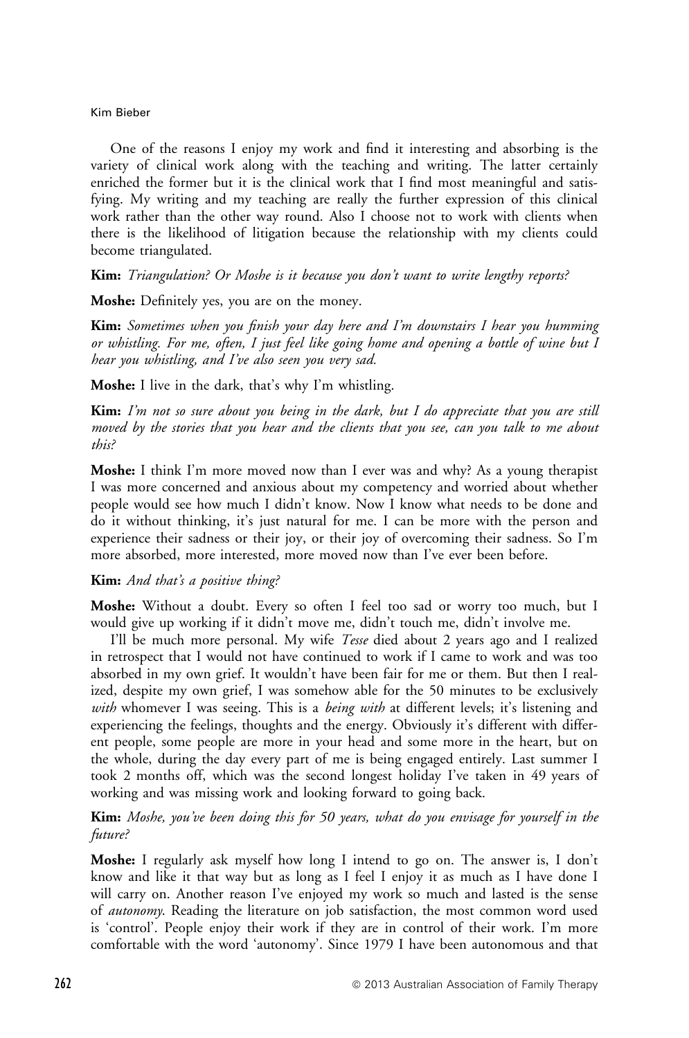One of the reasons I enjoy my work and find it interesting and absorbing is the variety of clinical work along with the teaching and writing. The latter certainly enriched the former but it is the clinical work that I find most meaningful and satisfying. My writing and my teaching are really the further expression of this clinical work rather than the other way round. Also I choose not to work with clients when there is the likelihood of litigation because the relationship with my clients could become triangulated.

**Kim:** *Triangulation? Or Moshe is it because you don't want to write lengthy reports?*

**Moshe:** Definitely yes, you are on the money.

**Kim:** *Sometimes when you finish your day here and I'm downstairs I hear you humming or whistling. For me, often, I just feel like going home and opening a bottle of wine but I hear you whistling, and I've also seen you very sad.*

**Moshe:** I live in the dark, that's why I'm whistling.

**Kim:** *I'm not so sure about you being in the dark, but I do appreciate that you are still moved by the stories that you hear and the clients that you see, can you talk to me about this?*

**Moshe:** I think I'm more moved now than I ever was and why? As a young therapist I was more concerned and anxious about my competency and worried about whether people would see how much I didn't know. Now I know what needs to be done and do it without thinking, it's just natural for me. I can be more with the person and experience their sadness or their joy, or their joy of overcoming their sadness. So I'm more absorbed, more interested, more moved now than I've ever been before.

**Kim:** *And that's a positive thing?*

**Moshe:** Without a doubt. Every so often I feel too sad or worry too much, but I would give up working if it didn't move me, didn't touch me, didn't involve me.

I'll be much more personal. My wife *Tesse* died about 2 years ago and I realized in retrospect that I would not have continued to work if I came to work and was too absorbed in my own grief. It wouldn't have been fair for me or them. But then I realized, despite my own grief, I was somehow able for the 50 minutes to be exclusively *with* whomever I was seeing. This is a *being with* at different levels; it's listening and experiencing the feelings, thoughts and the energy. Obviously it's different with different people, some people are more in your head and some more in the heart, but on the whole, during the day every part of me is being engaged entirely. Last summer I took 2 months off, which was the second longest holiday I've taken in 49 years of working and was missing work and looking forward to going back.

**Kim:** *Moshe, you've been doing this for 50 years, what do you envisage for yourself in the future?*

**Moshe:** I regularly ask myself how long I intend to go on. The answer is, I don't know and like it that way but as long as I feel I enjoy it as much as I have done I will carry on. Another reason I've enjoyed my work so much and lasted is the sense of *autonomy*. Reading the literature on job satisfaction, the most common word used is 'control'. People enjoy their work if they are in control of their work. I'm more comfortable with the word 'autonomy'. Since 1979 I have been autonomous and that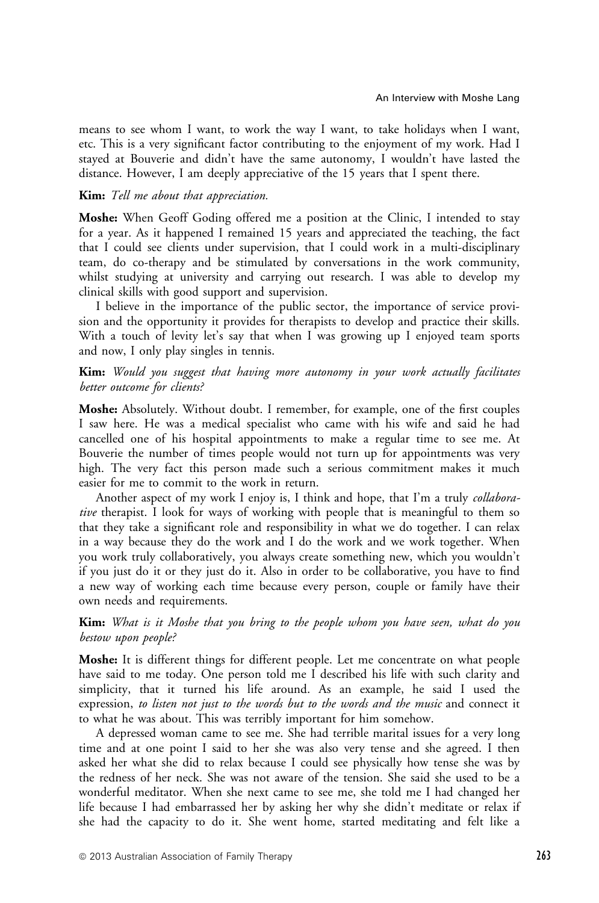means to see whom I want, to work the way I want, to take holidays when I want, etc. This is a very significant factor contributing to the enjoyment of my work. Had I stayed at Bouverie and didn't have the same autonomy, I wouldn't have lasted the distance. However, I am deeply appreciative of the 15 years that I spent there.

**Kim:** *Tell me about that appreciation.*

**Moshe:** When Geoff Goding offered me a position at the Clinic, I intended to stay for a year. As it happened I remained 15 years and appreciated the teaching, the fact that I could see clients under supervision, that I could work in a multi-disciplinary team, do co-therapy and be stimulated by conversations in the work community, whilst studying at university and carrying out research. I was able to develop my clinical skills with good support and supervision.

I believe in the importance of the public sector, the importance of service provision and the opportunity it provides for therapists to develop and practice their skills. With a touch of levity let's say that when I was growing up I enjoyed team sports and now, I only play singles in tennis.

**Kim:** *Would you suggest that having more autonomy in your work actually facilitates better outcome for clients?*

**Moshe:** Absolutely. Without doubt. I remember, for example, one of the first couples I saw here. He was a medical specialist who came with his wife and said he had cancelled one of his hospital appointments to make a regular time to see me. At Bouverie the number of times people would not turn up for appointments was very high. The very fact this person made such a serious commitment makes it much easier for me to commit to the work in return.

Another aspect of my work I enjoy is, I think and hope, that I'm a truly *collaborative* therapist. I look for ways of working with people that is meaningful to them so that they take a significant role and responsibility in what we do together. I can relax in a way because they do the work and I do the work and we work together. When you work truly collaboratively, you always create something new, which you wouldn't if you just do it or they just do it. Also in order to be collaborative, you have to find a new way of working each time because every person, couple or family have their own needs and requirements.

**Kim:** *What is it Moshe that you bring to the people whom you have seen, what do you bestow upon people?*

**Moshe:** It is different things for different people. Let me concentrate on what people have said to me today. One person told me I described his life with such clarity and simplicity, that it turned his life around. As an example, he said I used the expression, *to listen not just to the words but to the words and the music* and connect it to what he was about. This was terribly important for him somehow.

A depressed woman came to see me. She had terrible marital issues for a very long time and at one point I said to her she was also very tense and she agreed. I then asked her what she did to relax because I could see physically how tense she was by the redness of her neck. She was not aware of the tension. She said she used to be a wonderful meditator. When she next came to see me, she told me I had changed her life because I had embarrassed her by asking her why she didn't meditate or relax if she had the capacity to do it. She went home, started meditating and felt like a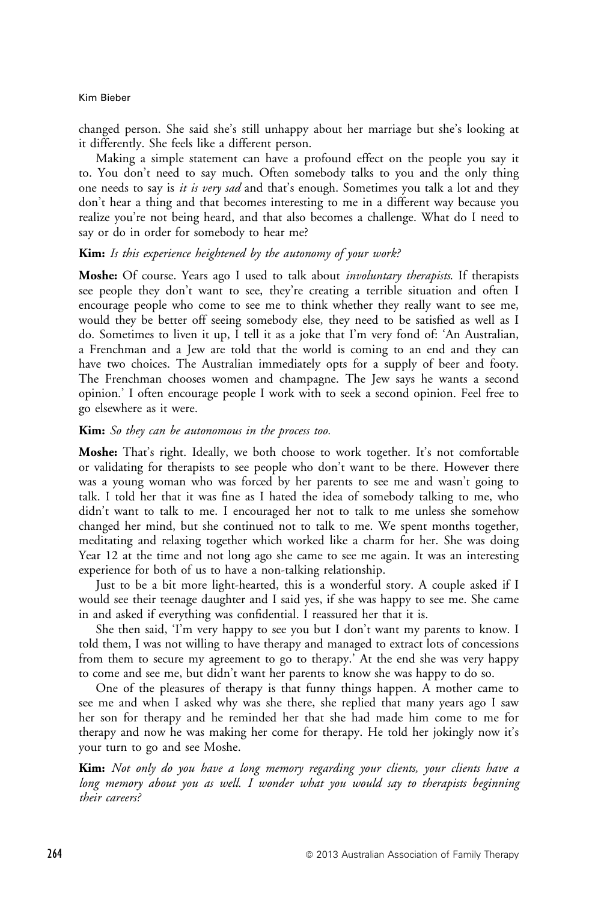changed person. She said she's still unhappy about her marriage but she's looking at it differently. She feels like a different person.

Making a simple statement can have a profound effect on the people you say it to. You don't need to say much. Often somebody talks to you and the only thing one needs to say is *it is very sad* and that's enough. Sometimes you talk a lot and they don't hear a thing and that becomes interesting to me in a different way because you realize you're not being heard, and that also becomes a challenge. What do I need to say or do in order for somebody to hear me?

**Kim:** *Is this experience heightened by the autonomy of your work?*

**Moshe:** Of course. Years ago I used to talk about *involuntary therapists*. If therapists see people they don't want to see, they're creating a terrible situation and often I encourage people who come to see me to think whether they really want to see me, would they be better off seeing somebody else, they need to be satisfied as well as I do. Sometimes to liven it up, I tell it as a joke that I'm very fond of: 'An Australian, a Frenchman and a Jew are told that the world is coming to an end and they can have two choices. The Australian immediately opts for a supply of beer and footy. The Frenchman chooses women and champagne. The Jew says he wants a second opinion.' I often encourage people I work with to seek a second opinion. Feel free to go elsewhere as it were.

**Kim:** *So they can be autonomous in the process too.*

**Moshe:** That's right. Ideally, we both choose to work together. It's not comfortable or validating for therapists to see people who don't want to be there. However there was a young woman who was forced by her parents to see me and wasn't going to talk. I told her that it was fine as I hated the idea of somebody talking to me, who didn't want to talk to me. I encouraged her not to talk to me unless she somehow changed her mind, but she continued not to talk to me. We spent months together, meditating and relaxing together which worked like a charm for her. She was doing Year 12 at the time and not long ago she came to see me again. It was an interesting experience for both of us to have a non-talking relationship.

Just to be a bit more light-hearted, this is a wonderful story. A couple asked if I would see their teenage daughter and I said yes, if she was happy to see me. She came in and asked if everything was confidential. I reassured her that it is.

She then said, 'I'm very happy to see you but I don't want my parents to know. I told them, I was not willing to have therapy and managed to extract lots of concessions from them to secure my agreement to go to therapy.' At the end she was very happy to come and see me, but didn't want her parents to know she was happy to do so.

One of the pleasures of therapy is that funny things happen. A mother came to see me and when I asked why was she there, she replied that many years ago I saw her son for therapy and he reminded her that she had made him come to me for therapy and now he was making her come for therapy. He told her jokingly now it's your turn to go and see Moshe.

**Kim:** *Not only do you have a long memory regarding your clients, your clients have a long memory about you as well. I wonder what you would say to therapists beginning their careers?*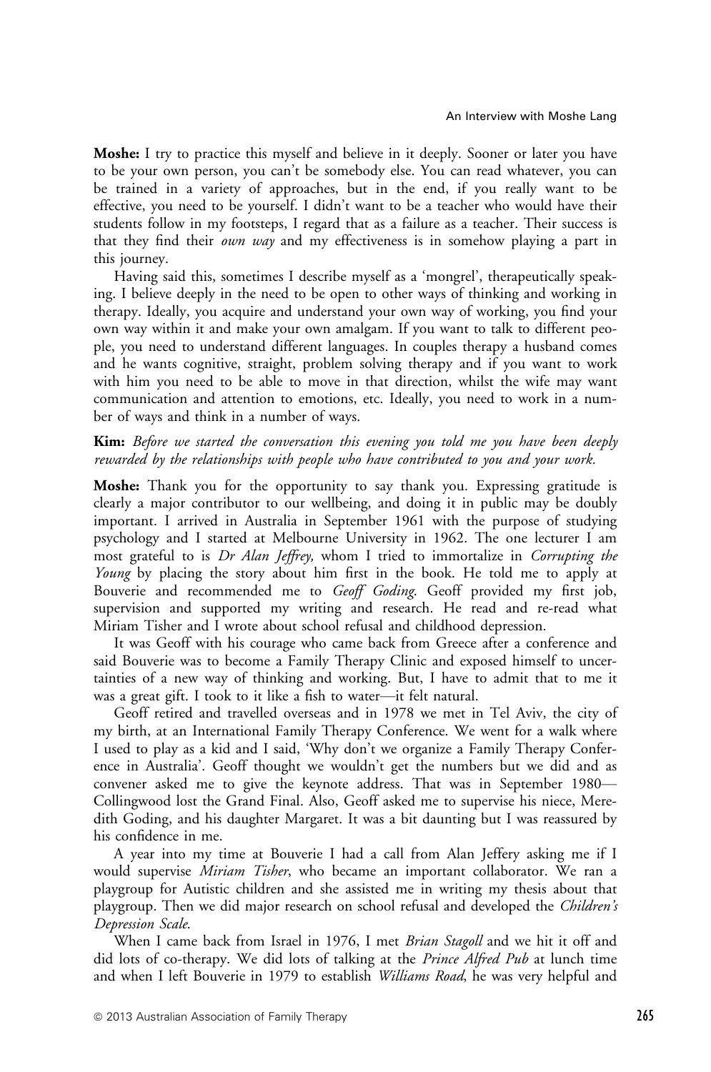**Moshe:** I try to practice this myself and believe in it deeply. Sooner or later you have to be your own person, you can't be somebody else. You can read whatever, you can be trained in a variety of approaches, but in the end, if you really want to be effective, you need to be yourself. I didn't want to be a teacher who would have their students follow in my footsteps, I regard that as a failure as a teacher. Their success is that they find their *own way* and my effectiveness is in somehow playing a part in this journey.

Having said this, sometimes I describe myself as a 'mongrel', therapeutically speaking. I believe deeply in the need to be open to other ways of thinking and working in therapy. Ideally, you acquire and understand your own way of working, you find your own way within it and make your own amalgam. If you want to talk to different people, you need to understand different languages. In couples therapy a husband comes and he wants cognitive, straight, problem solving therapy and if you want to work with him you need to be able to move in that direction, whilst the wife may want communication and attention to emotions, etc. Ideally, you need to work in a number of ways and think in a number of ways.

**Kim:** *Before we started the conversation this evening you told me you have been deeply rewarded by the relationships with people who have contributed to you and your work.*

**Moshe:** Thank you for the opportunity to say thank you. Expressing gratitude is clearly a major contributor to our wellbeing, and doing it in public may be doubly important. I arrived in Australia in September 1961 with the purpose of studying psychology and I started at Melbourne University in 1962. The one lecturer I am most grateful to is *Dr Alan Jeffrey,* whom I tried to immortalize in *Corrupting the Young* by placing the story about him first in the book. He told me to apply at Bouverie and recommended me to *Geoff Goding*. Geoff provided my first job, supervision and supported my writing and research. He read and re-read what Miriam Tisher and I wrote about school refusal and childhood depression.

It was Geoff with his courage who came back from Greece after a conference and said Bouverie was to become a Family Therapy Clinic and exposed himself to uncertainties of a new way of thinking and working. But, I have to admit that to me it was a great gift. I took to it like a fish to water—it felt natural.

Geoff retired and travelled overseas and in 1978 we met in Tel Aviv, the city of my birth, at an International Family Therapy Conference. We went for a walk where I used to play as a kid and I said, 'Why don't we organize a Family Therapy Conference in Australia'. Geoff thought we wouldn't get the numbers but we did and as convener asked me to give the keynote address. That was in September 1980—Collingwood lost the Grand Final. Also, Geoff asked me to supervise his niece, Meredith Goding, and his daughter Margaret. It was a bit daunting but I was reassured by his confidence in me.

A year into my time at Bouverie I had a call from Alan Jeffery asking me if I would supervise *Miriam Tisher*, who became an important collaborator. We ran a playgroup for Autistic children and she assisted me in writing my thesis about that playgroup. Then we did major research on school refusal and developed the *Children's Depression Scale*.

When I came back from Israel in 1976, I met *Brian Stagoll* and we hit it off and did lots of co-therapy. We did lots of talking at the *Prince Alfred Pub* at lunch time and when I left Bouverie in 1979 to establish *Williams Road*, he was very helpful and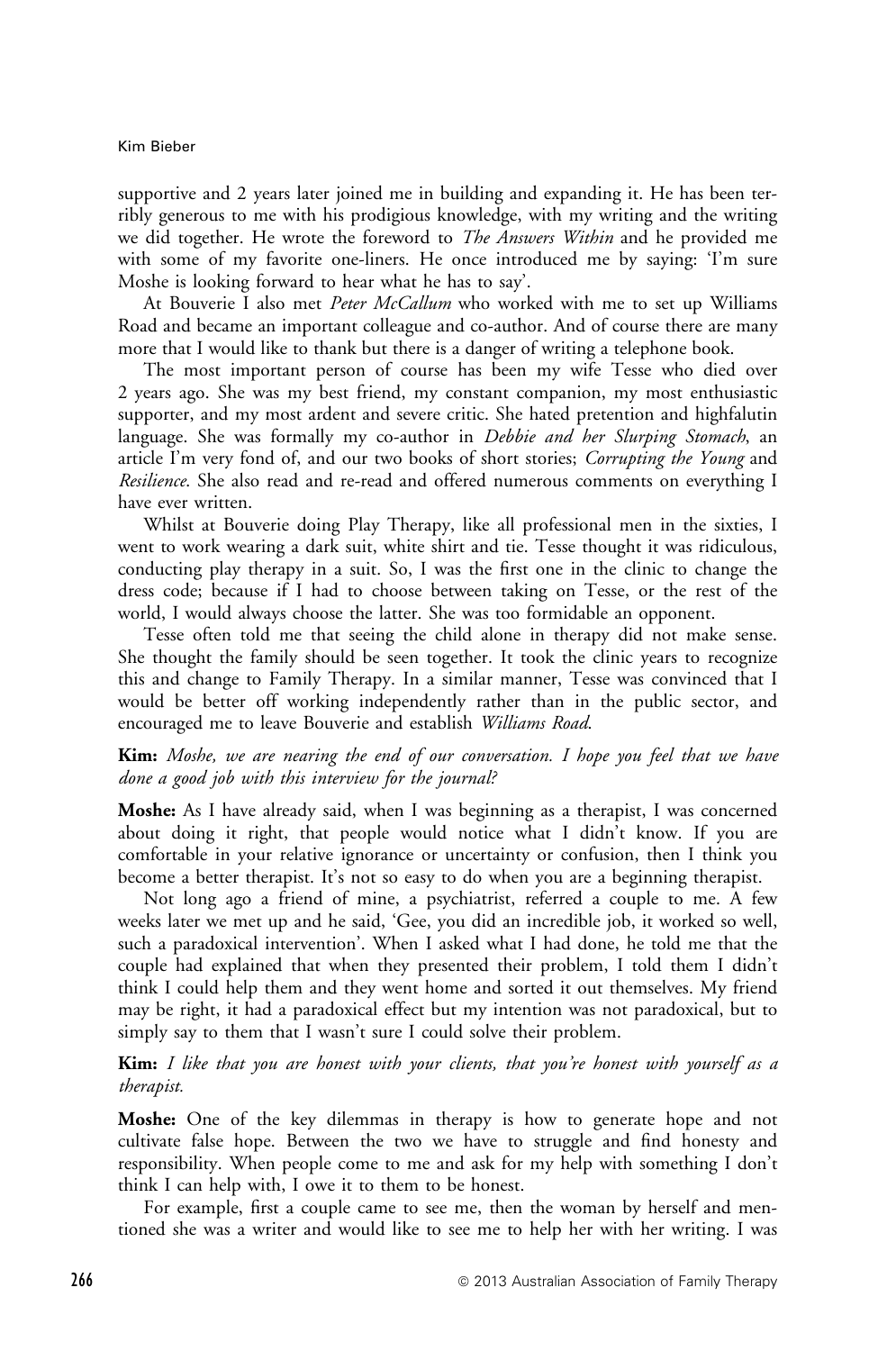supportive and 2 years later joined me in building and expanding it. He has been terribly generous to me with his prodigious knowledge, with my writing and the writing we did together. He wrote the foreword to *The Answers Within* and he provided me with some of my favorite one-liners. He once introduced me by saying: 'I'm sure Moshe is looking forward to hear what he has to say'.

At Bouverie I also met *Peter McCallum* who worked with me to set up Williams Road and became an important colleague and co-author. And of course there are many more that I would like to thank but there is a danger of writing a telephone book.

The most important person of course has been my wife Tesse who died over 2 years ago. She was my best friend, my constant companion, my most enthusiastic supporter, and my most ardent and severe critic. She hated pretention and highfalutin language. She was formally my co-author in *Debbie and her Slurping Stomach*, an article I'm very fond of, and our two books of short stories; *Corrupting the Young* and *Resilience*. She also read and re-read and offered numerous comments on everything I have ever written.

Whilst at Bouverie doing Play Therapy, like all professional men in the sixties, I went to work wearing a dark suit, white shirt and tie. Tesse thought it was ridiculous, conducting play therapy in a suit. So, I was the first one in the clinic to change the dress code; because if I had to choose between taking on Tesse, or the rest of the world, I would always choose the latter. She was too formidable an opponent.

Tesse often told me that seeing the child alone in therapy did not make sense. She thought the family should be seen together. It took the clinic years to recognize this and change to Family Therapy. In a similar manner, Tesse was convinced that I would be better off working independently rather than in the public sector, and encouraged me to leave Bouverie and establish *Williams Road*.

**Kim:** *Moshe, we are nearing the end of our conversation. I hope you feel that we have done a good job with this interview for the journal?*

**Moshe:** As I have already said, when I was beginning as a therapist, I was concerned about doing it right, that people would notice what I didn't know. If you are comfortable in your relative ignorance or uncertainty or confusion, then I think you become a better therapist. It's not so easy to do when you are a beginning therapist.

Not long ago a friend of mine, a psychiatrist, referred a couple to me. A few weeks later we met up and he said, 'Gee, you did an incredible job, it worked so well, such a paradoxical intervention'. When I asked what I had done, he told me that the couple had explained that when they presented their problem, I told them I didn't think I could help them and they went home and sorted it out themselves. My friend may be right, it had a paradoxical effect but my intention was not paradoxical, but to simply say to them that I wasn't sure I could solve their problem.

**Kim:** *I like that you are honest with your clients, that you're honest with yourself as a therapist.*

**Moshe:** One of the key dilemmas in therapy is how to generate hope and not cultivate false hope. Between the two we have to struggle and find honesty and responsibility. When people come to me and ask for my help with something I don't think I can help with, I owe it to them to be honest.

For example, first a couple came to see me, then the woman by herself and mentioned she was a writer and would like to see me to help her with her writing. I was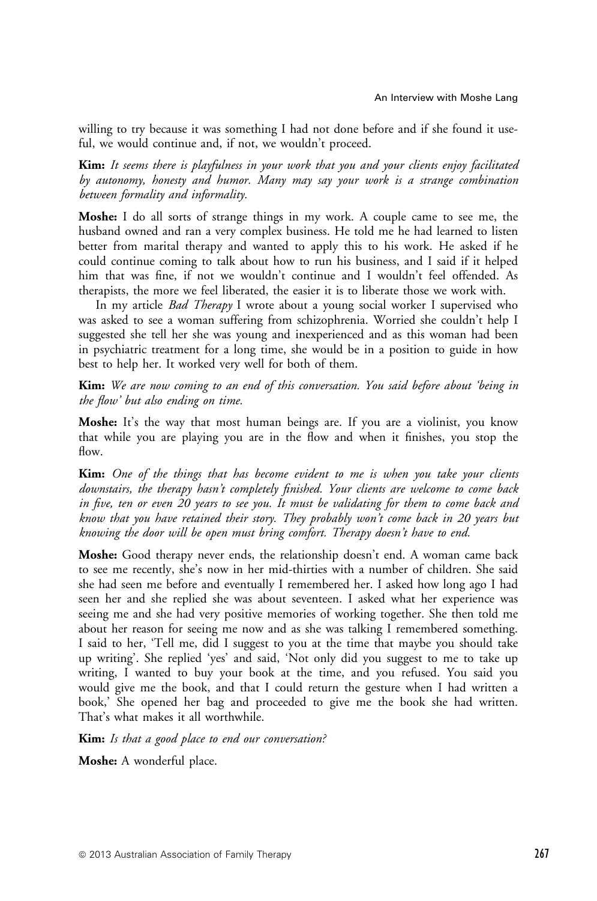willing to try because it was something I had not done before and if she found it useful, we would continue and, if not, we wouldn't proceed.

**Kim:** *It seems there is playfulness in your work that you and your clients enjoy facilitated by autonomy, honesty and humor. Many may say your work is a strange combination between formality and informality.*

**Moshe:** I do all sorts of strange things in my work. A couple came to see me, the husband owned and ran a very complex business. He told me he had learned to listen better from marital therapy and wanted to apply this to his work. He asked if he could continue coming to talk about how to run his business, and I said if it helped him that was fine, if not we wouldn't continue and I wouldn't feel offended. As therapists, the more we feel liberated, the easier it is to liberate those we work with.

In my article *Bad Therapy* I wrote about a young social worker I supervised who was asked to see a woman suffering from schizophrenia. Worried she couldn't help I suggested she tell her she was young and inexperienced and as this woman had been in psychiatric treatment for a long time, she would be in a position to guide in how best to help her. It worked very well for both of them.

**Kim:** *We are now coming to an end of this conversation. You said before about 'being in the flow' but also ending on time.*

**Moshe:** It's the way that most human beings are. If you are a violinist, you know that while you are playing you are in the flow and when it finishes, you stop the flow.

**Kim:** *One of the things that has become evident to me is when you take your clients downstairs, the therapy hasn't completely finished. Your clients are welcome to come back in five, ten or even 20 years to see you. It must be validating for them to come back and know that you have retained their story. They probably won't come back in 20 years but knowing the door will be open must bring comfort. Therapy doesn't have to end.*

**Moshe:** Good therapy never ends, the relationship doesn't end. A woman came back to see me recently, she's now in her mid-thirties with a number of children. She said she had seen me before and eventually I remembered her. I asked how long ago I had seen her and she replied she was about seventeen. I asked what her experience was seeing me and she had very positive memories of working together. She then told me about her reason for seeing me now and as she was talking I remembered something. I said to her, 'Tell me, did I suggest to you at the time that maybe you should take up writing'. She replied 'yes' and said, 'Not only did you suggest to me to take up writing, I wanted to buy your book at the time, and you refused. You said you would give me the book, and that I could return the gesture when I had written a book,' She opened her bag and proceeded to give me the book she had written. That's what makes it all worthwhile.

**Kim:** *Is that a good place to end our conversation?*

**Moshe:** A wonderful place.